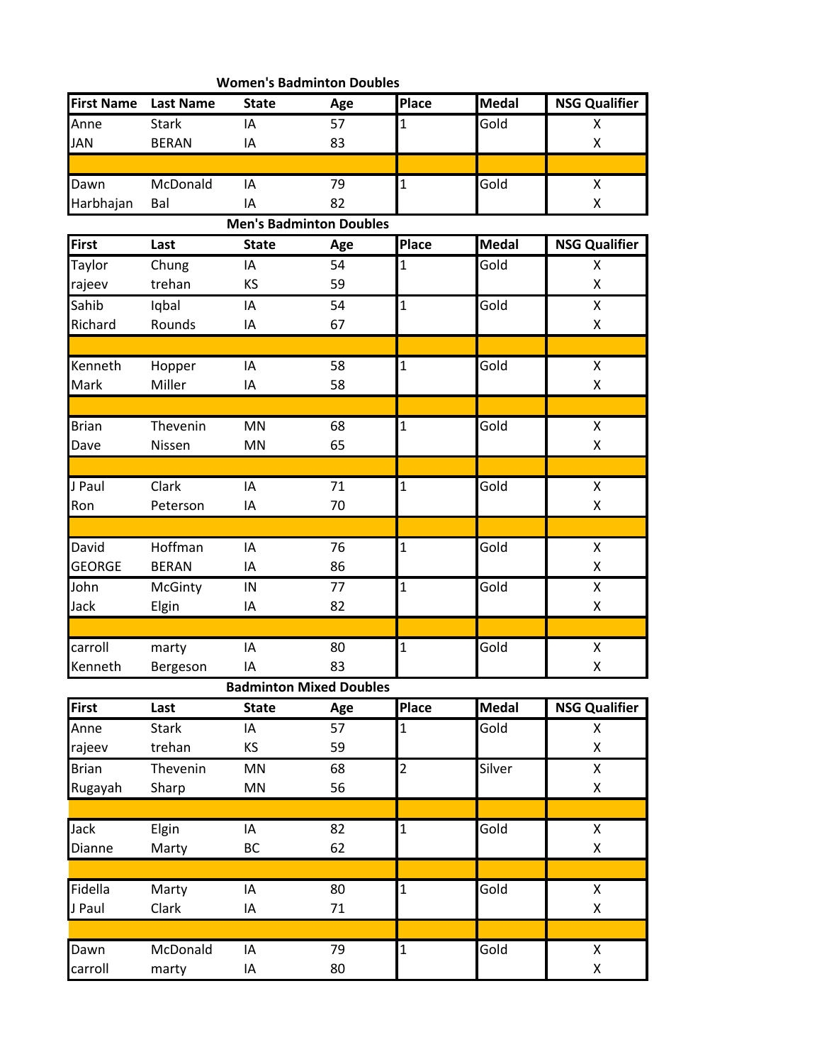### Women's Badminton Doubles

| First Name | Last Name | State | Age | Place | Medal | NSG Qualifier |
|---|---|---|---|---|---|---|
| Anne | Stark | IA | 57 | 1 | Gold | X |
| JAN | BERAN | IA | 83 | | | X |
| | | | | | | |
| Dawn | McDonald | IA | 79 | 1 | Gold | X |
| Harbhajan | Bal | IA | 82 | | | X |

### Men's Badminton Doubles

| First | Last | State | Age | Place | Medal | NSG Qualifier |
|---|---|---|---|---|---|---|
| Taylor | Chung | IA | 54 | 1 | Gold | X |
| rajeev | trehan | KS | 59 | | | X |
| Sahib | Iqbal | IA | 54 | 1 | Gold | X |
| Richard | Rounds | IA | 67 | | | X |
| | | | | | | |
| Kenneth | Hopper | IA | 58 | 1 | Gold | X |
| Mark | Miller | IA | 58 | | | X |
| | | | | | | |
| Brian | Thevenin | MN | 68 | 1 | Gold | X |
| Dave | Nissen | MN | 65 | | | X |
| | | | | | | |
| J Paul | Clark | IA | 71 | 1 | Gold | X |
| Ron | Peterson | IA | 70 | | | X |
| | | | | | | |
| David | Hoffman | IA | 76 | 1 | Gold | X |
| GEORGE | BERAN | IA | 86 | | | X |
| John | McGinty | IN | 77 | 1 | Gold | X |
| Jack | Elgin | IA | 82 | | | X |
| | | | | | | |
| carroll | marty | IA | 80 | 1 | Gold | X |
| Kenneth | Bergeson | IA | 83 | | | X |

### Badminton Mixed Doubles

| First | Last | State | Age | Place | Medal | NSG Qualifier |
|---|---|---|---|---|---|---|
| Anne | Stark | IA | 57 | 1 | Gold | X |
| rajeev | trehan | KS | 59 | | | X |
| Brian | Thevenin | MN | 68 | 2 | Silver | X |
| Rugayah | Sharp | MN | 56 | | | X |
| | | | | | | |
| Jack | Elgin | IA | 82 | 1 | Gold | X |
| Dianne | Marty | BC | 62 | | | X |
| | | | | | | |
| Fidella | Marty | IA | 80 | 1 | Gold | X |
| J Paul | Clark | IA | 71 | | | X |
| | | | | | | |
| Dawn | McDonald | IA | 79 | 1 | Gold | X |
| carroll | marty | IA | 80 | | | X |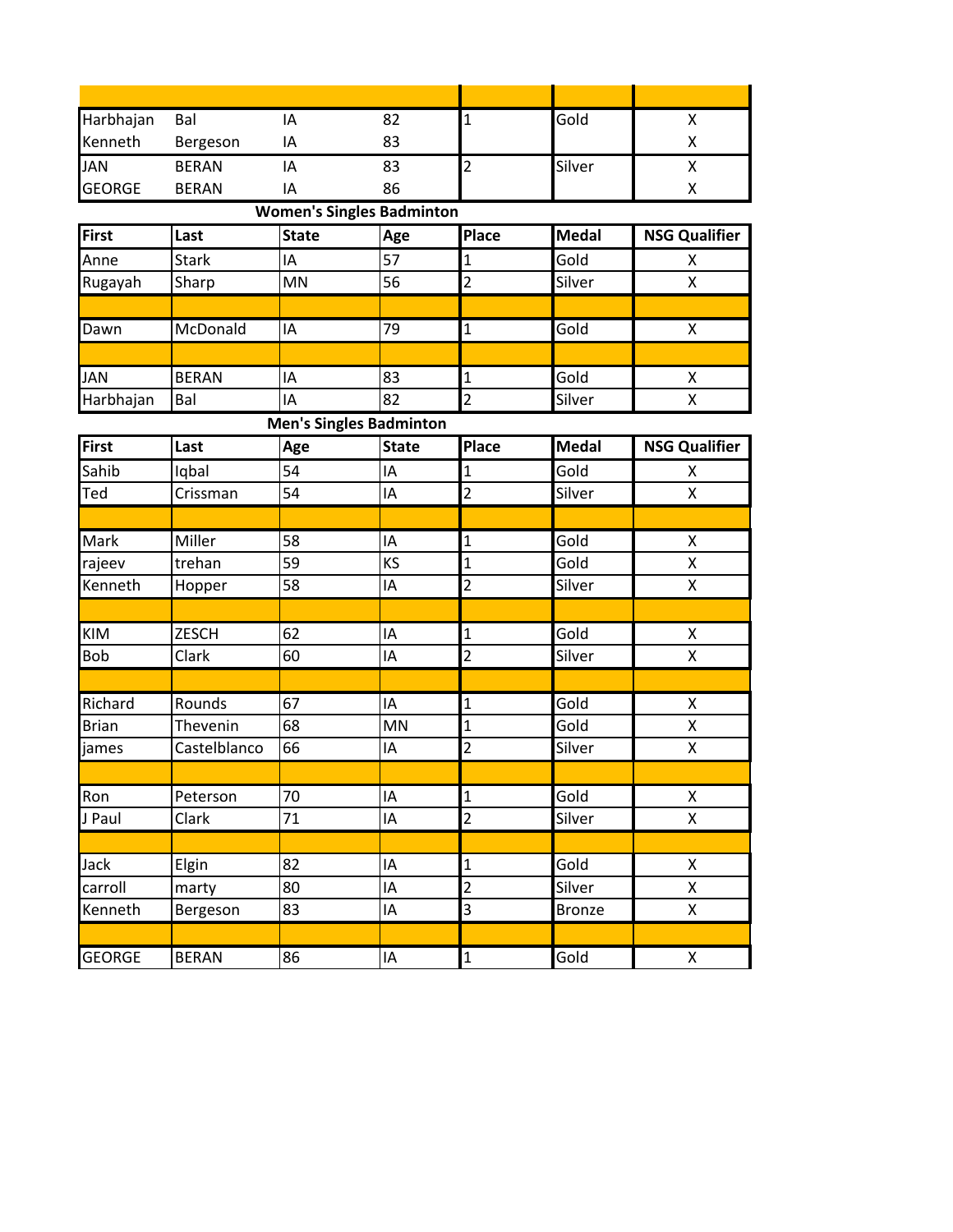| | | | | | | |
|---|---|---|---|---|---|---|
| | | | | | | |
| Harbhajan | Bal | IA | 82 | 1 | Gold | X |
| Kenneth | Bergeson | IA | 83 | | | X |
| JAN | BERAN | IA | 83 | 2 | Silver | X |
| GEORGE | BERAN | IA | 86 | | | X |

### Women's Singles Badminton

| First | Last | State | Age | Place | Medal | NSG Qualifier |
|---|---|---|---|---|---|---|
| Anne | Stark | IA | 57 | 1 | Gold | X |
| Rugayah | Sharp | MN | 56 | 2 | Silver | X |
| | | | | | | |
| Dawn | McDonald | IA | 79 | 1 | Gold | X |
| | | | | | | |
| JAN | BERAN | IA | 83 | 1 | Gold | X |
| Harbhajan | Bal | IA | 82 | 2 | Silver | X |

### Men's Singles Badminton

| First | Last | Age | State | Place | Medal | NSG Qualifier |
|---|---|---|---|---|---|---|
| Sahib | Iqbal | 54 | IA | 1 | Gold | X |
| Ted | Crissman | 54 | IA | 2 | Silver | X |
| | | | | | | |
| Mark | Miller | 58 | IA | 1 | Gold | X |
| rajeev | trehan | 59 | KS | 1 | Gold | X |
| Kenneth | Hopper | 58 | IA | 2 | Silver | X |
| | | | | | | |
| KIM | ZESCH | 62 | IA | 1 | Gold | X |
| Bob | Clark | 60 | IA | 2 | Silver | X |
| | | | | | | |
| Richard | Rounds | 67 | IA | 1 | Gold | X |
| Brian | Thevenin | 68 | MN | 1 | Gold | X |
| james | Castelblanco | 66 | IA | 2 | Silver | X |
| | | | | | | |
| Ron | Peterson | 70 | IA | 1 | Gold | X |
| J Paul | Clark | 71 | IA | 2 | Silver | X |
| | | | | | | |
| Jack | Elgin | 82 | IA | 1 | Gold | X |
| carroll | marty | 80 | IA | 2 | Silver | X |
| Kenneth | Bergeson | 83 | IA | 3 | Bronze | X |
| | | | | | | |
| GEORGE | BERAN | 86 | IA | 1 | Gold | X |